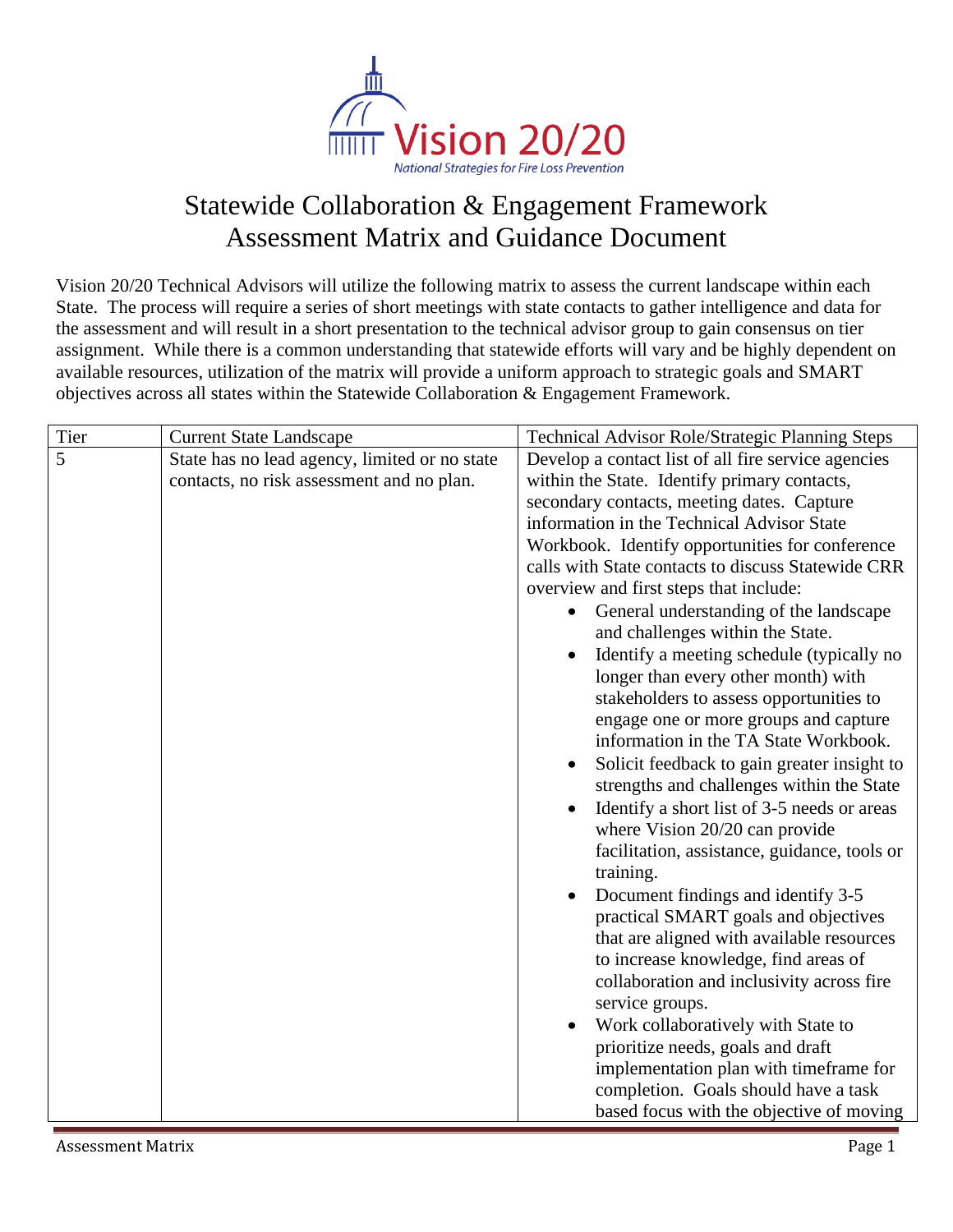Vision 20/20

National Strategies for Fire Loss Prevention

# Statewide Collaboration & Engagement Framework Assessment Matrix and Guidance Document

Vision 20/20 Technical Advisors will utilize the following matrix to assess the current landscape within each State. The process will require a series of short meetings with state contacts to gather intelligence and data for the assessment and will result in a short presentation to the technical advisor group to gain consensus on tier assignment. While there is a common understanding that statewide efforts will vary and be highly dependent on available resources, utilization of the matrix will provide a uniform approach to strategic goals and SMART objectives across all states within the Statewide Collaboration & Engagement Framework.

| Tier | Current State Landscape | Technical Advisor Role/Strategic Planning Steps |
|---|---|---|
| 5 | State has no lead agency, limited or no state contacts, no risk assessment and no plan. | Develop a contact list of all fire service agencies within the State. Identify primary contacts, secondary contacts, meeting dates. Capture information in the Technical Advisor State Workbook. Identify opportunities for conference calls with State contacts to discuss Statewide CRR overview and first steps that include:<br>• General understanding of the landscape and challenges within the State.<br>• Identify a meeting schedule (typically no longer than every other month) with stakeholders to assess opportunities to engage one or more groups and capture information in the TA State Workbook.<br>• Solicit feedback to gain greater insight to strengths and challenges within the State<br>• Identify a short list of 3-5 needs or areas where Vision 20/20 can provide facilitation, assistance, guidance, tools or training.<br>• Document findings and identify 3-5 practical SMART goals and objectives that are aligned with available resources to increase knowledge, find areas of collaboration and inclusivity across fire service groups.<br>• Work collaboratively with State to prioritize needs, goals and draft implementation plan with timeframe for completion. Goals should have a task based focus with the objective of moving |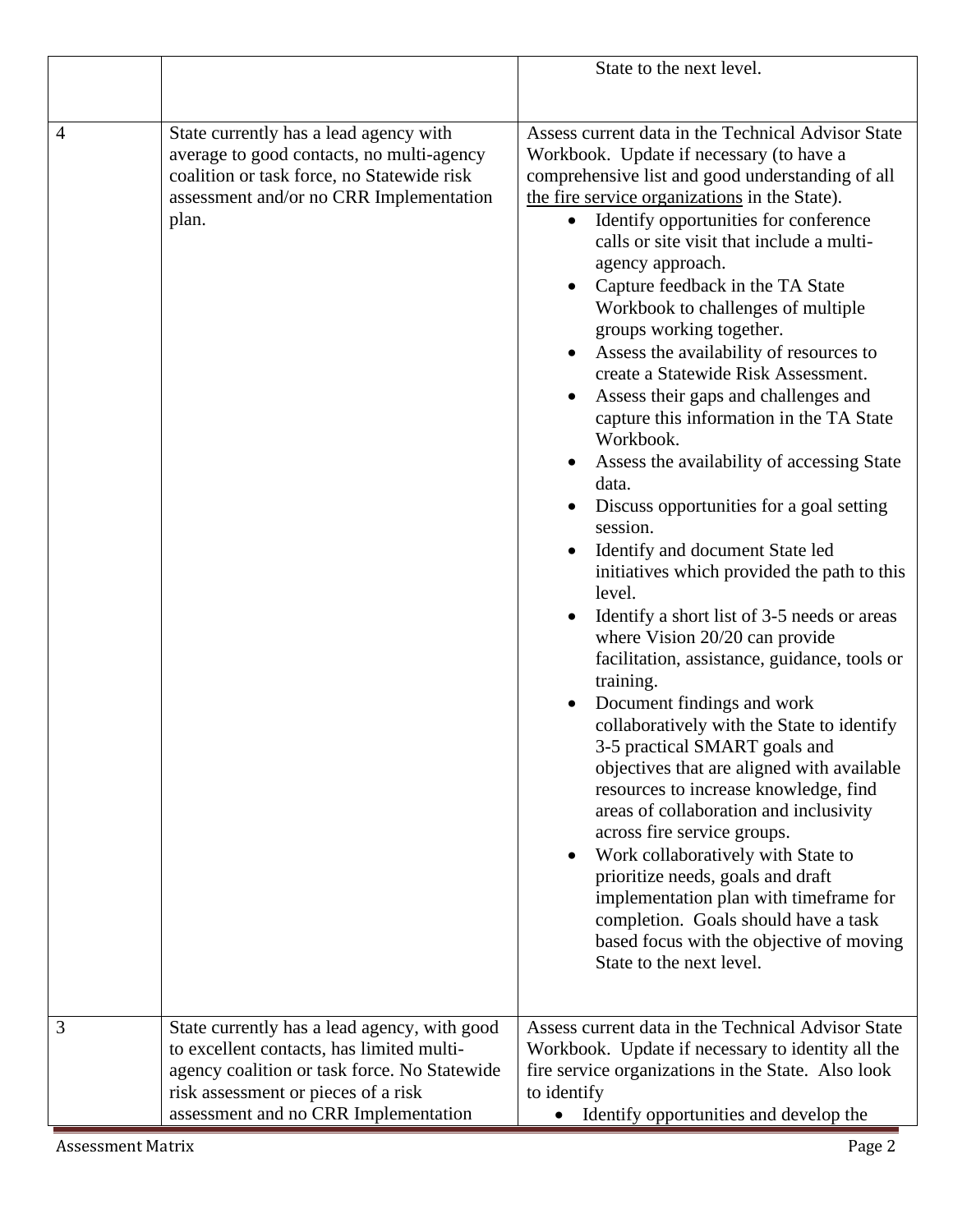| | | |
|---|---|---|
| | | State to the next level. |
| 4 | State currently has a lead agency with average to good contacts, no multi-agency coalition or task force, no Statewide risk assessment and/or no CRR Implementation plan. | Assess current data in the Technical Advisor State Workbook. Update if necessary (to have a comprehensive list and good understanding of all the fire service organizations in the State).<br>• Identify opportunities for conference calls or site visit that include a multi-agency approach.<br>• Capture feedback in the TA State Workbook to challenges of multiple groups working together.<br>• Assess the availability of resources to create a Statewide Risk Assessment.<br>• Assess their gaps and challenges and capture this information in the TA State Workbook.<br>• Assess the availability of accessing State data.<br>• Discuss opportunities for a goal setting session.<br>• Identify and document State led initiatives which provided the path to this level.<br>• Identify a short list of 3-5 needs or areas where Vision 20/20 can provide facilitation, assistance, guidance, tools or training.<br>• Document findings and work collaboratively with the State to identify 3-5 practical SMART goals and objectives that are aligned with available resources to increase knowledge, find areas of collaboration and inclusivity across fire service groups.<br>• Work collaboratively with State to prioritize needs, goals and draft implementation plan with timeframe for completion. Goals should have a task based focus with the objective of moving State to the next level. |
| 3 | State currently has a lead agency, with good to excellent contacts, has limited multi-agency coalition or task force. No Statewide risk assessment or pieces of a risk assessment and no CRR Implementation | Assess current data in the Technical Advisor State Workbook. Update if necessary to identity all the fire service organizations in the State. Also look to identify<br>• Identify opportunities and develop the |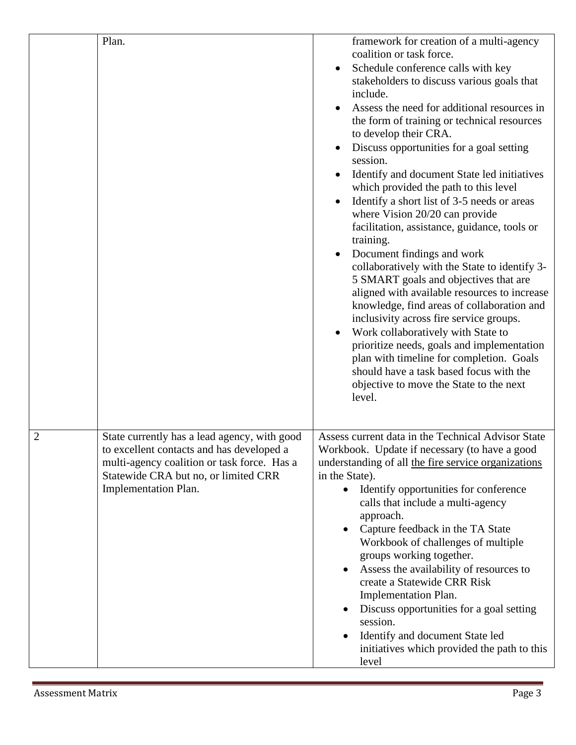| | | |
|---|---|---|
| | Plan. | framework for creation of a multi-agency coalition or task force.<br>• Schedule conference calls with key stakeholders to discuss various goals that include.<br>• Assess the need for additional resources in the form of training or technical resources to develop their CRA.<br>• Discuss opportunities for a goal setting session.<br>• Identify and document State led initiatives which provided the path to this level<br>• Identify a short list of 3-5 needs or areas where Vision 20/20 can provide facilitation, assistance, guidance, tools or training.<br>• Document findings and work collaboratively with the State to identify 3-5 SMART goals and objectives that are aligned with available resources to increase knowledge, find areas of collaboration and inclusivity across fire service groups.<br>• Work collaboratively with State to prioritize needs, goals and implementation plan with timeline for completion. Goals should have a task based focus with the objective to move the State to the next level. |
| 2 | State currently has a lead agency, with good to excellent contacts and has developed a multi-agency coalition or task force. Has a Statewide CRA but no, or limited CRR Implementation Plan. | Assess current data in the Technical Advisor State Workbook. Update if necessary (to have a good understanding of all the fire service organizations in the State).<br>• Identify opportunities for conference calls that include a multi-agency approach.<br>• Capture feedback in the TA State Workbook of challenges of multiple groups working together.<br>• Assess the availability of resources to create a Statewide CRR Risk Implementation Plan.<br>• Discuss opportunities for a goal setting session.<br>• Identify and document State led initiatives which provided the path to this level |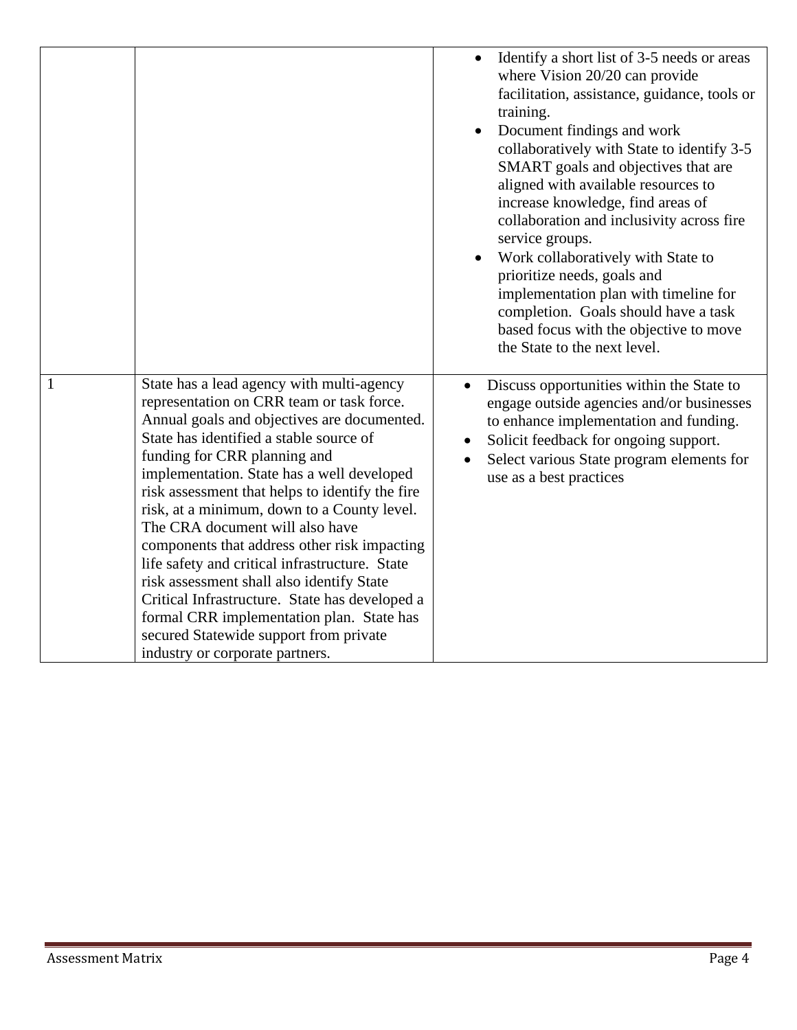| | | |
|---|---|---|
| | | • Identify a short list of 3-5 needs or areas where Vision 20/20 can provide facilitation, assistance, guidance, tools or training.<br>• Document findings and work collaboratively with State to identify 3-5 SMART goals and objectives that are aligned with available resources to increase knowledge, find areas of collaboration and inclusivity across fire service groups.<br>• Work collaboratively with State to prioritize needs, goals and implementation plan with timeline for completion. Goals should have a task based focus with the objective to move the State to the next level. |
| 1 | State has a lead agency with multi-agency representation on CRR team or task force. Annual goals and objectives are documented. State has identified a stable source of funding for CRR planning and implementation. State has a well developed risk assessment that helps to identify the fire risk, at a minimum, down to a County level. The CRA document will also have components that address other risk impacting life safety and critical infrastructure. State risk assessment shall also identify State Critical Infrastructure. State has developed a formal CRR implementation plan. State has secured Statewide support from private industry or corporate partners. | • Discuss opportunities within the State to engage outside agencies and/or businesses to enhance implementation and funding.<br>• Solicit feedback for ongoing support.<br>• Select various State program elements for use as a best practices |